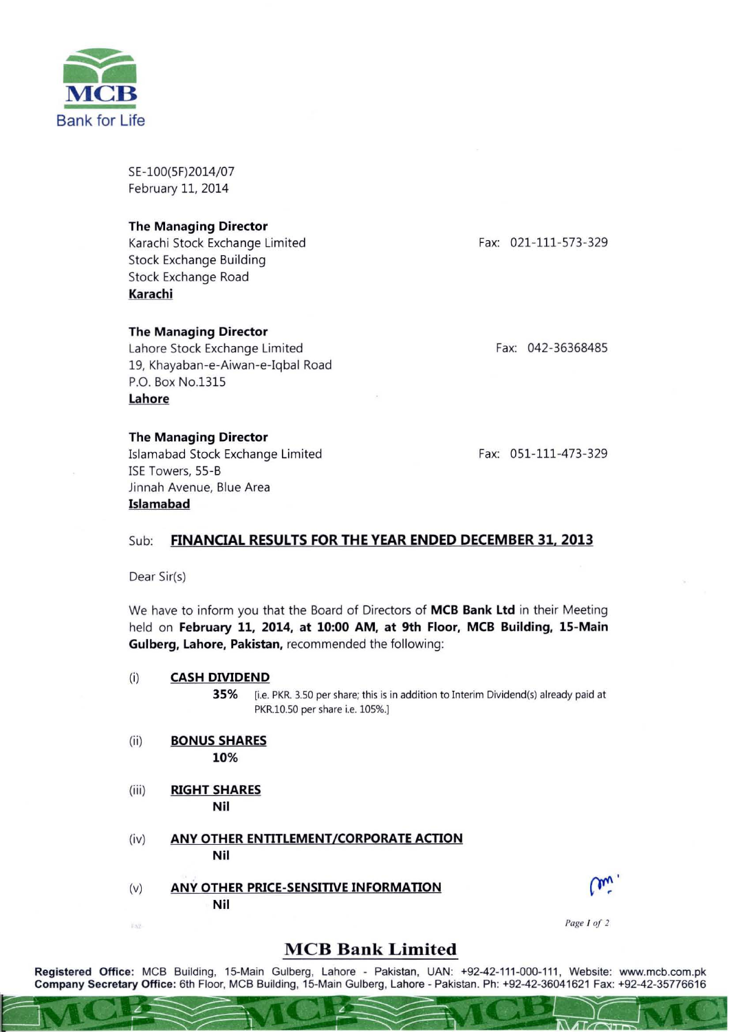MCB

Bank for Life

SE-100(5F)2014/07
February 11, 2014

**The Managing Director**
Karachi Stock Exchange Limited
Stock Exchange Building
Stock Exchange Road
**Karachi**

Fax: 021-111-573-329

**The Managing Director**
Lahore Stock Exchange Limited
19, Khayaban-e-Aiwan-e-Iqbal Road
P.O. Box No.1315
**Lahore**

Fax: 042-36368485

**The Managing Director**
Islamabad Stock Exchange Limited
ISE Towers, 55-B
Jinnah Avenue, Blue Area
**Islamabad**

Fax: 051-111-473-329

Sub: **FINANCIAL RESULTS FOR THE YEAR ENDED DECEMBER 31, 2013**

Dear Sir(s)

We have to inform you that the Board of Directors of **MCB Bank Ltd** in their Meeting held on **February 11, 2014, at 10:00 AM, at 9th Floor, MCB Building, 15-Main Gulberg, Lahore, Pakistan,** recommended the following:

(i) **CASH DIVIDEND**

**35%** [i.e. PKR. 3.50 per share; this is in addition to Interim Dividend(s) already paid at PKR.10.50 per share i.e. 105%.]

(ii) **BONUS SHARES**

**10%**

(iii) **RIGHT SHARES**

**Nil**

(iv) **ANY OTHER ENTITLEMENT/CORPORATE ACTION**

**Nil**

(v) **ANY OTHER PRICE-SENSITIVE INFORMATION**

**Nil**

**MCB Bank Limited**

**Registered Office:** MCB Building, 15-Main Gulberg, Lahore - Pakistan, UAN: +92-42-111-000-111, Website: www.mcb.com.pk
**Company Secretary Office:** 6th Floor, MCB Building, 15-Main Gulberg, Lahore - Pakistan. Ph: +92-42-36041621 Fax: +92-42-35776616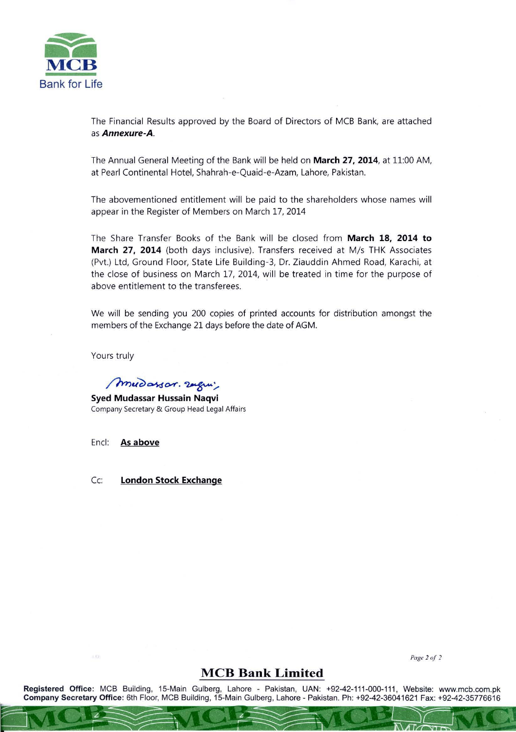The Financial Results approved by the Board of Directors of MCB Bank, are attached as ***Annexure-A***.

The Annual General Meeting of the Bank will be held on **March 27, 2014**, at 11:00 AM, at Pearl Continental Hotel, Shahrah-e-Quaid-e-Azam, Lahore, Pakistan.

The abovementioned entitlement will be paid to the shareholders whose names will appear in the Register of Members on March 17, 2014

The Share Transfer Books of the Bank will be closed from **March 18, 2014 to March 27, 2014** (both days inclusive). Transfers received at M/s THK Associates (Pvt.) Ltd, Ground Floor, State Life Building-3, Dr. Ziauddin Ahmed Road, Karachi, at the close of business on March 17, 2014, will be treated in time for the purpose of above entitlement to the transferees.

We will be sending you 200 copies of printed accounts for distribution amongst the members of the Exchange 21 days before the date of AGM.

Yours truly

**Syed Mudassar Hussain Naqvi**
Company Secretary & Group Head Legal Affairs

Encl: **As above**

Cc: **London Stock Exchange**

**MCB Bank Limited**

**Registered Office:** MCB Building, 15-Main Gulberg, Lahore - Pakistan, UAN: +92-42-111-000-111, Website: www.mcb.com.pk
**Company Secretary Office:** 6th Floor, MCB Building, 15-Main Gulberg, Lahore - Pakistan. Ph: +92-42-36041621 Fax: +92-42-35776616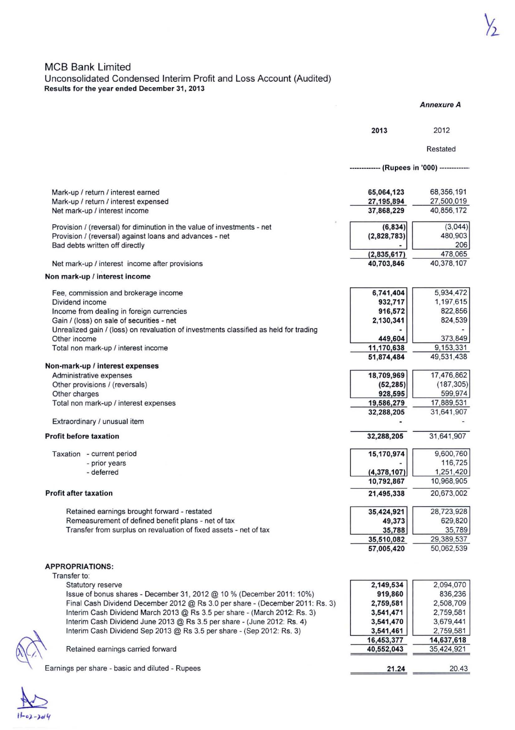# MCB Bank Limited

## Unconsolidated Condensed Interim Profit and Loss Account (Audited)

**Results for the year ended December 31, 2013**

*Annexure A*

| | 2013 | 2012 Restated |
|---|---|---|
| | ------------ (Rupees in '000) ------------ | |
| Mark-up / return / interest earned | 65,064,123 | 68,356,191 |
| Mark-up / return / interest expensed | 27,195,894 | 27,500,019 |
| Net mark-up / interest income | 37,868,229 | 40,856,172 |
| Provision / (reversal) for diminution in the value of investments - net | (6,834) | (3,044) |
| Provision / (reversal) against loans and advances - net | (2,828,783) | 480,903 |
| Bad debts written off directly | - | 206 |
| | (2,835,617) | 478,065 |
| Net mark-up / interest income after provisions | 40,703,846 | 40,378,107 |
| **Non mark-up / interest income** | | |
| Fee, commission and brokerage income | 6,741,404 | 5,934,472 |
| Dividend income | 932,717 | 1,197,615 |
| Income from dealing in foreign currencies | 916,572 | 822,856 |
| Gain / (loss) on sale of securities - net | 2,130,341 | 824,539 |
| Unrealized gain / (loss) on revaluation of investments classified as held for trading | - | - |
| Other income | 449,604 | 373,849 |
| Total non mark-up / interest income | 11,170,638 | 9,153,331 |
| | 51,874,484 | 49,531,438 |
| **Non-mark-up / interest expenses** | | |
| Administrative expenses | 18,709,969 | 17,476,862 |
| Other provisions / (reversals) | (52,285) | (187,305) |
| Other charges | 928,595 | 599,974 |
| Total non mark-up / interest expenses | 19,586,279 | 17,889,531 |
| | 32,288,205 | 31,641,907 |
| Extraordinary / unusual item | - | - |
| **Profit before taxation** | 32,288,205 | 31,641,907 |
| Taxation - current period | 15,170,974 | 9,600,760 |
| - prior years | - | 116,725 |
| - deferred | (4,378,107) | 1,251,420 |
| | 10,792,867 | 10,968,905 |
| **Profit after taxation** | 21,495,338 | 20,673,002 |
| Retained earnings brought forward - restated | 35,424,921 | 28,723,928 |
| Remeasurement of defined benefit plans - net of tax | 49,373 | 629,820 |
| Transfer from surplus on revaluation of fixed assets - net of tax | 35,788 | 35,789 |
| | 35,510,082 | 29,389,537 |
| | 57,005,420 | 50,062,539 |
| **APPROPRIATIONS:** | | |
| Transfer to: | | |
| Statutory reserve | 2,149,534 | 2,094,070 |
| Issue of bonus shares - December 31, 2012 @ 10 % (December 2011: 10%) | 919,860 | 836,236 |
| Final Cash Dividend December 2012 @ Rs 3.0 per share - (December 2011: Rs. 3) | 2,759,581 | 2,508,709 |
| Interim Cash Dividend March 2013 @ Rs 3.5 per share - (March 2012: Rs. 3) | 3,541,471 | 2,759,581 |
| Interim Cash Dividend June 2013 @ Rs 3.5 per share - (June 2012: Rs. 4) | 3,541,470 | 3,679,441 |
| Interim Cash Dividend Sep 2013 @ Rs 3.5 per share - (Sep 2012: Rs. 3) | 3,541,461 | 2,759,581 |
| | 16,453,377 | 14,637,618 |
| Retained earnings carried forward | 40,552,043 | 35,424,921 |
| Earnings per share - basic and diluted - Rupees | 21.24 | 20.43 |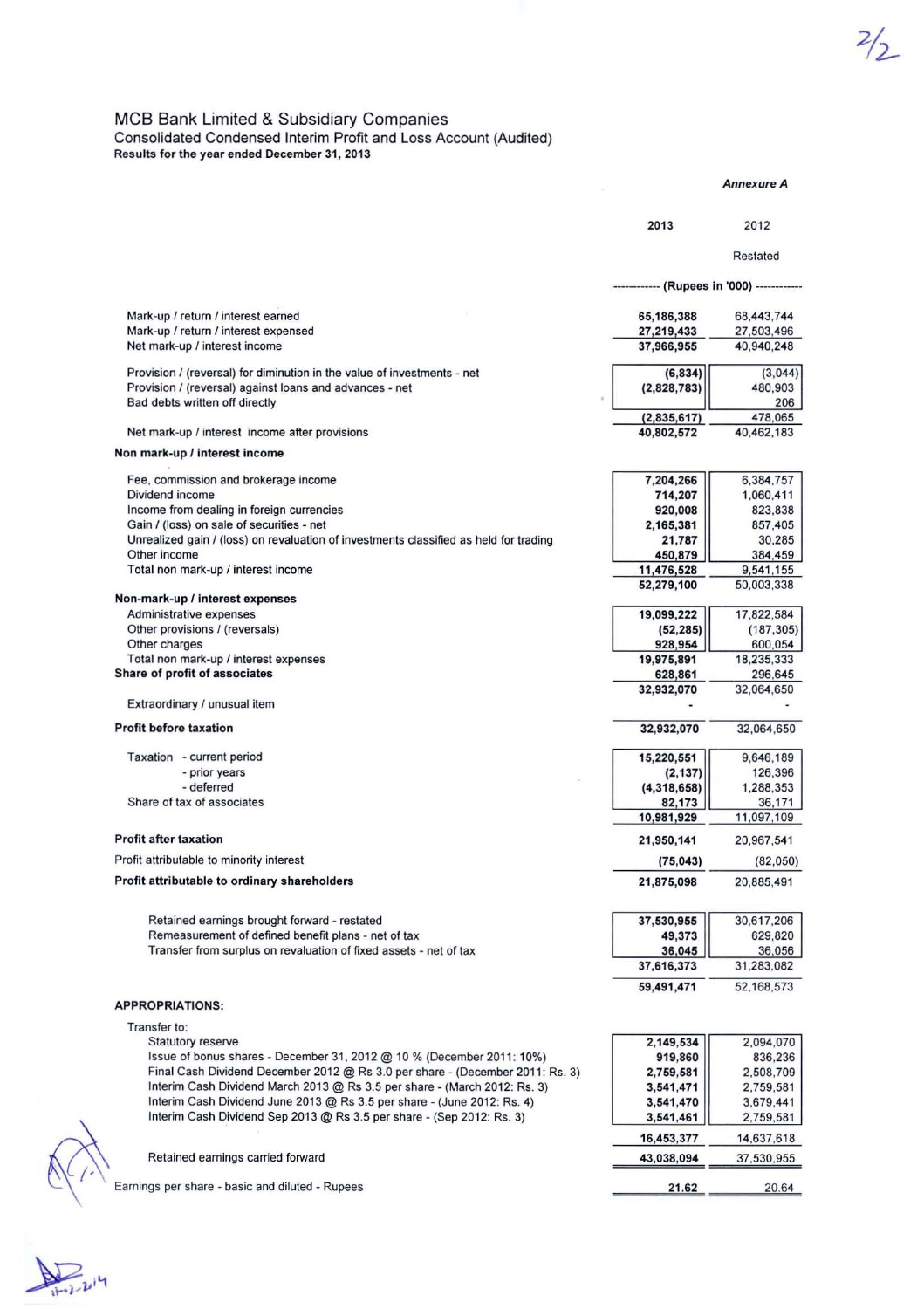MCB Bank Limited & Subsidiary Companies

Consolidated Condensed Interim Profit and Loss Account (Audited)

**Results for the year ended December 31, 2013**

***Annexure A***

| | 2013 | 2012 |
|---|---|---|
| | | Restated |
| | ------------ (Rupees in '000) ------------ | |
| Mark-up / return / interest earned | 65,186,388 | 68,443,744 |
| Mark-up / return / interest expensed | 27,219,433 | 27,503,496 |
| Net mark-up / interest income | 37,966,955 | 40,940,248 |
| Provision / (reversal) for diminution in the value of investments - net | (6,834) | (3,044) |
| Provision / (reversal) against loans and advances - net | (2,828,783) | 480,903 |
| Bad debts written off directly | | 206 |
| | (2,835,617) | 478,065 |
| Net mark-up / interest income after provisions | 40,802,572 | 40,462,183 |
| **Non mark-up / interest income** | | |
| Fee, commission and brokerage income | 7,204,266 | 6,384,757 |
| Dividend income | 714,207 | 1,060,411 |
| Income from dealing in foreign currencies | 920,008 | 823,838 |
| Gain / (loss) on sale of securities - net | 2,165,381 | 857,405 |
| Unrealized gain / (loss) on revaluation of investments classified as held for trading | 21,787 | 30,285 |
| Other income | 450,879 | 384,459 |
| Total non mark-up / interest income | 11,476,528 | 9,541,155 |
| | 52,279,100 | 50,003,338 |
| **Non-mark-up / interest expenses** | | |
| Administrative expenses | 19,099,222 | 17,822,584 |
| Other provisions / (reversals) | (52,285) | (187,305) |
| Other charges | 928,954 | 600,054 |
| Total non mark-up / interest expenses | 19,975,891 | 18,235,333 |
| **Share of profit of associates** | 628,861 | 296,645 |
| | 32,932,070 | 32,064,650 |
| Extraordinary / unusual item | - | - |
| **Profit before taxation** | 32,932,070 | 32,064,650 |
| Taxation - current period | 15,220,551 | 9,646,189 |
| - prior years | (2,137) | 126,396 |
| - deferred | (4,318,658) | 1,288,353 |
| Share of tax of associates | 82,173 | 36,171 |
| | 10,981,929 | 11,097,109 |
| **Profit after taxation** | 21,950,141 | 20,967,541 |
| Profit attributable to minority interest | (75,043) | (82,050) |
| **Profit attributable to ordinary shareholders** | 21,875,098 | 20,885,491 |
| Retained earnings brought forward - restated | 37,530,955 | 30,617,206 |
| Remeasurement of defined benefit plans - net of tax | 49,373 | 629,820 |
| Transfer from surplus on revaluation of fixed assets - net of tax | 36,045 | 36,056 |
| | 37,616,373 | 31,283,082 |
| | 59,491,471 | 52,168,573 |
| **APPROPRIATIONS:** | | |
| Transfer to: | | |
| Statutory reserve | 2,149,534 | 2,094,070 |
| Issue of bonus shares - December 31, 2012 @ 10 % (December 2011: 10%) | 919,860 | 836,236 |
| Final Cash Dividend December 2012 @ Rs 3.0 per share - (December 2011: Rs. 3) | 2,759,581 | 2,508,709 |
| Interim Cash Dividend March 2013 @ Rs 3.5 per share - (March 2012: Rs. 3) | 3,541,471 | 2,759,581 |
| Interim Cash Dividend June 2013 @ Rs 3.5 per share - (June 2012: Rs. 4) | 3,541,470 | 3,679,441 |
| Interim Cash Dividend Sep 2013 @ Rs 3.5 per share - (Sep 2012: Rs. 3) | 3,541,461 | 2,759,581 |
| | 16,453,377 | 14,637,618 |
| Retained earnings carried forward | 43,038,094 | 37,530,955 |
| Earnings per share - basic and diluted - Rupees | 21.62 | 20.64 |